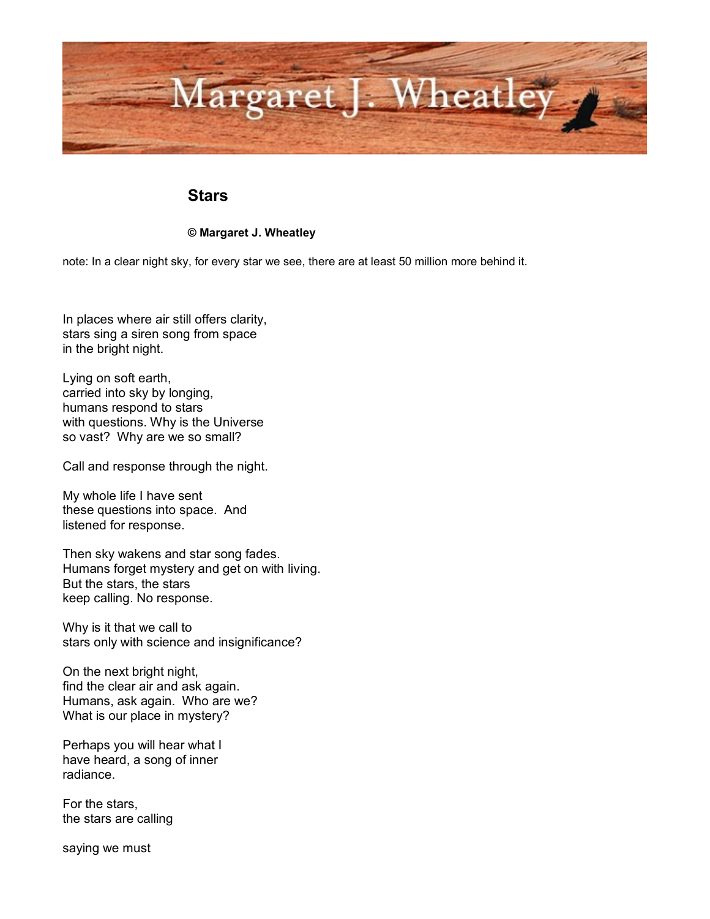Margaret J. Wheatley

# Stars

**© Margaret J. Wheatley**

note: In a clear night sky, for every star we see, there are at least 50 million more behind it.

In places where air still offers clarity,
stars sing a siren song from space
in the bright night.

Lying on soft earth,
carried into sky by longing,
humans respond to stars
with questions. Why is the Universe
so vast? Why are we so small?

Call and response through the night.

My whole life I have sent
these questions into space. And
listened for response.

Then sky wakens and star song fades.
Humans forget mystery and get on with living.
But the stars, the stars
keep calling. No response.

Why is it that we call to
stars only with science and insignificance?

On the next bright night,
find the clear air and ask again.
Humans, ask again. Who are we?
What is our place in mystery?

Perhaps you will hear what I
have heard, a song of inner
radiance.

For the stars,
the stars are calling

saying we must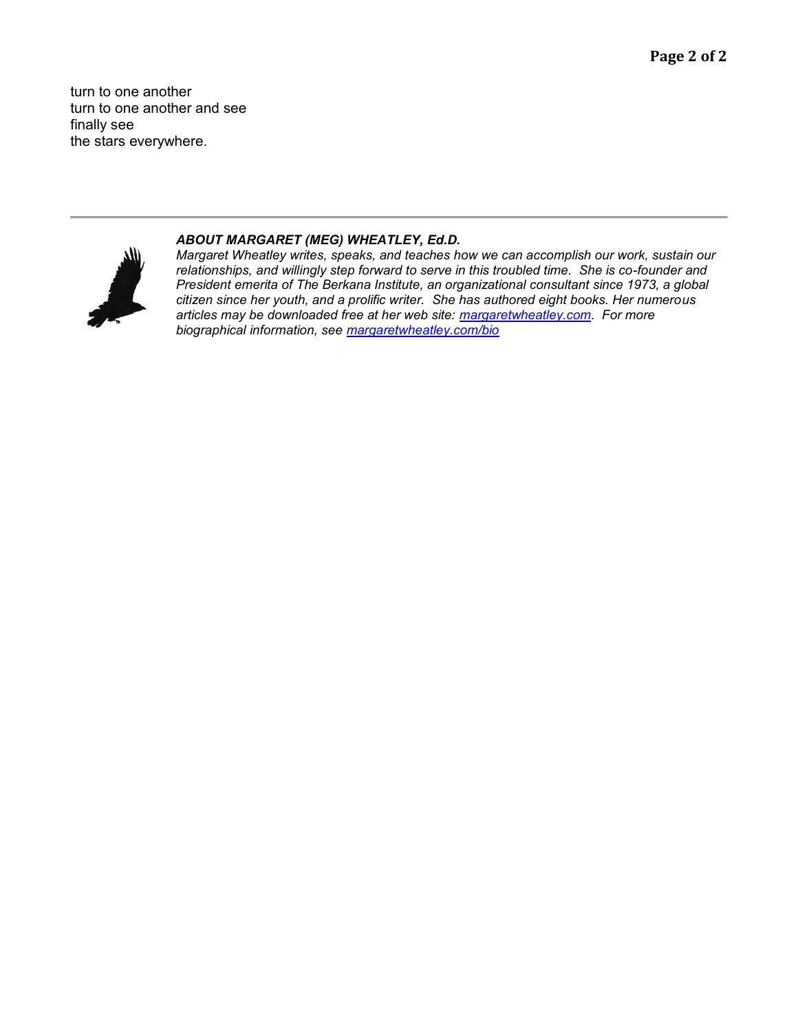turn to one another  
turn to one another and see  
finally see  
the stars everywhere.

---

***ABOUT MARGARET (MEG) WHEATLEY, Ed.D.***

*Margaret Wheatley writes, speaks, and teaches how we can accomplish our work, sustain our relationships, and willingly step forward to serve in this troubled time. She is co-founder and President emerita of The Berkana Institute, an organizational consultant since 1973, a global citizen since her youth, and a prolific writer. She has authored eight books. Her numerous articles may be downloaded free at her web site: margaretwheatley.com. For more biographical information, see margaretwheatley.com/bio*